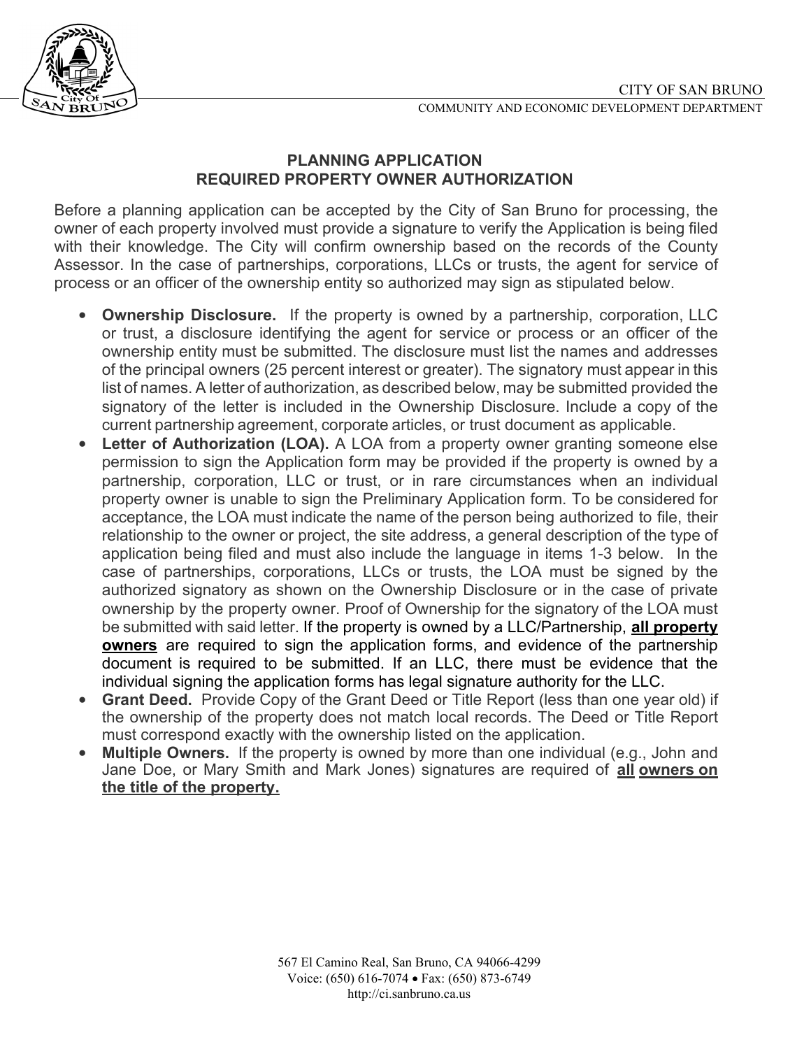CITY OF SAN BRUNO

COMMUNITY AND ECONOMIC DEVELOPMENT DEPARTMENT

## PLANNING APPLICATION
## REQUIRED PROPERTY OWNER AUTHORIZATION

Before a planning application can be accepted by the City of San Bruno for processing, the owner of each property involved must provide a signature to verify the Application is being filed with their knowledge. The City will confirm ownership based on the records of the County Assessor. In the case of partnerships, corporations, LLCs or trusts, the agent for service of process or an officer of the ownership entity so authorized may sign as stipulated below.

- **Ownership Disclosure.** If the property is owned by a partnership, corporation, LLC or trust, a disclosure identifying the agent for service or process or an officer of the ownership entity must be submitted. The disclosure must list the names and addresses of the principal owners (25 percent interest or greater). The signatory must appear in this list of names. A letter of authorization, as described below, may be submitted provided the signatory of the letter is included in the Ownership Disclosure. Include a copy of the current partnership agreement, corporate articles, or trust document as applicable.
- **Letter of Authorization (LOA).** A LOA from a property owner granting someone else permission to sign the Application form may be provided if the property is owned by a partnership, corporation, LLC or trust, or in rare circumstances when an individual property owner is unable to sign the Preliminary Application form. To be considered for acceptance, the LOA must indicate the name of the person being authorized to file, their relationship to the owner or project, the site address, a general description of the type of application being filed and must also include the language in items 1-3 below. In the case of partnerships, corporations, LLCs or trusts, the LOA must be signed by the authorized signatory as shown on the Ownership Disclosure or in the case of private ownership by the property owner. Proof of Ownership for the signatory of the LOA must be submitted with said letter. If the property is owned by a LLC/Partnership, **all property owners** are required to sign the application forms, and evidence of the partnership document is required to be submitted. If an LLC, there must be evidence that the individual signing the application forms has legal signature authority for the LLC.
- **Grant Deed.** Provide Copy of the Grant Deed or Title Report (less than one year old) if the ownership of the property does not match local records. The Deed or Title Report must correspond exactly with the ownership listed on the application.
- **Multiple Owners.** If the property is owned by more than one individual (e.g., John and Jane Doe, or Mary Smith and Mark Jones) signatures are required of **all owners on the title of the property.**

567 El Camino Real, San Bruno, CA 94066-4299
Voice: (650) 616-7074 • Fax: (650) 873-6749
http://ci.sanbruno.ca.us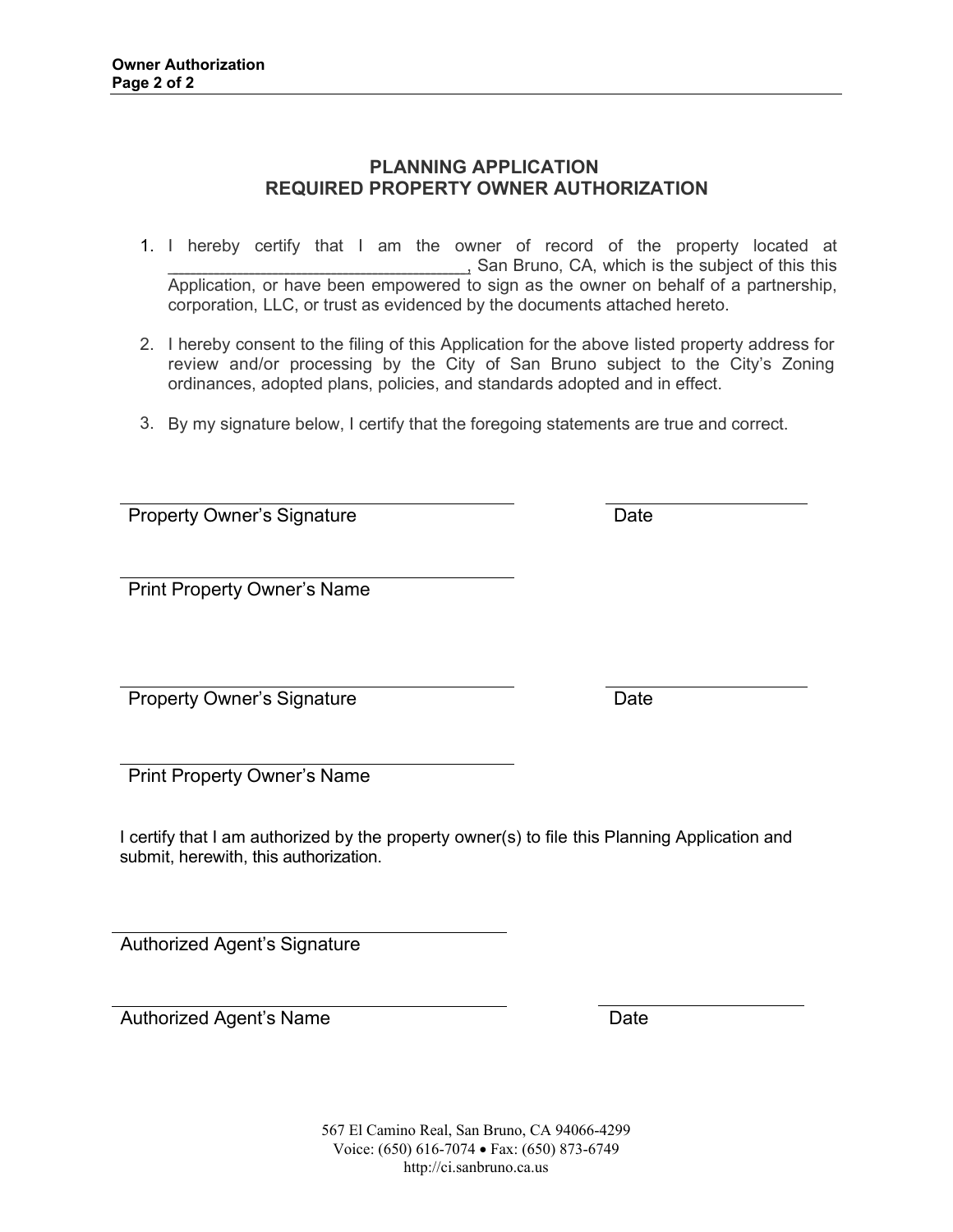## PLANNING APPLICATION
## REQUIRED PROPERTY OWNER AUTHORIZATION

1. I hereby certify that I am the owner of record of the property located at ________________________________, San Bruno, CA, which is the subject of this this Application, or have been empowered to sign as the owner on behalf of a partnership, corporation, LLC, or trust as evidenced by the documents attached hereto.

2. I hereby consent to the filing of this Application for the above listed property address for review and/or processing by the City of San Bruno subject to the City's Zoning ordinances, adopted plans, policies, and standards adopted and in effect.

3. By my signature below, I certify that the foregoing statements are true and correct.

________________________________ ________________
Property Owner's Signature Date

________________________________
Print Property Owner's Name

________________________________ ________________
Property Owner's Signature Date

________________________________
Print Property Owner's Name

I certify that I am authorized by the property owner(s) to file this Planning Application and submit, herewith, this authorization.

________________________________
Authorized Agent's Signature

________________________________ ________________
Authorized Agent's Name Date

567 El Camino Real, San Bruno, CA 94066-4299
Voice: (650) 616-7074 • Fax: (650) 873-6749
http://ci.sanbruno.ca.us